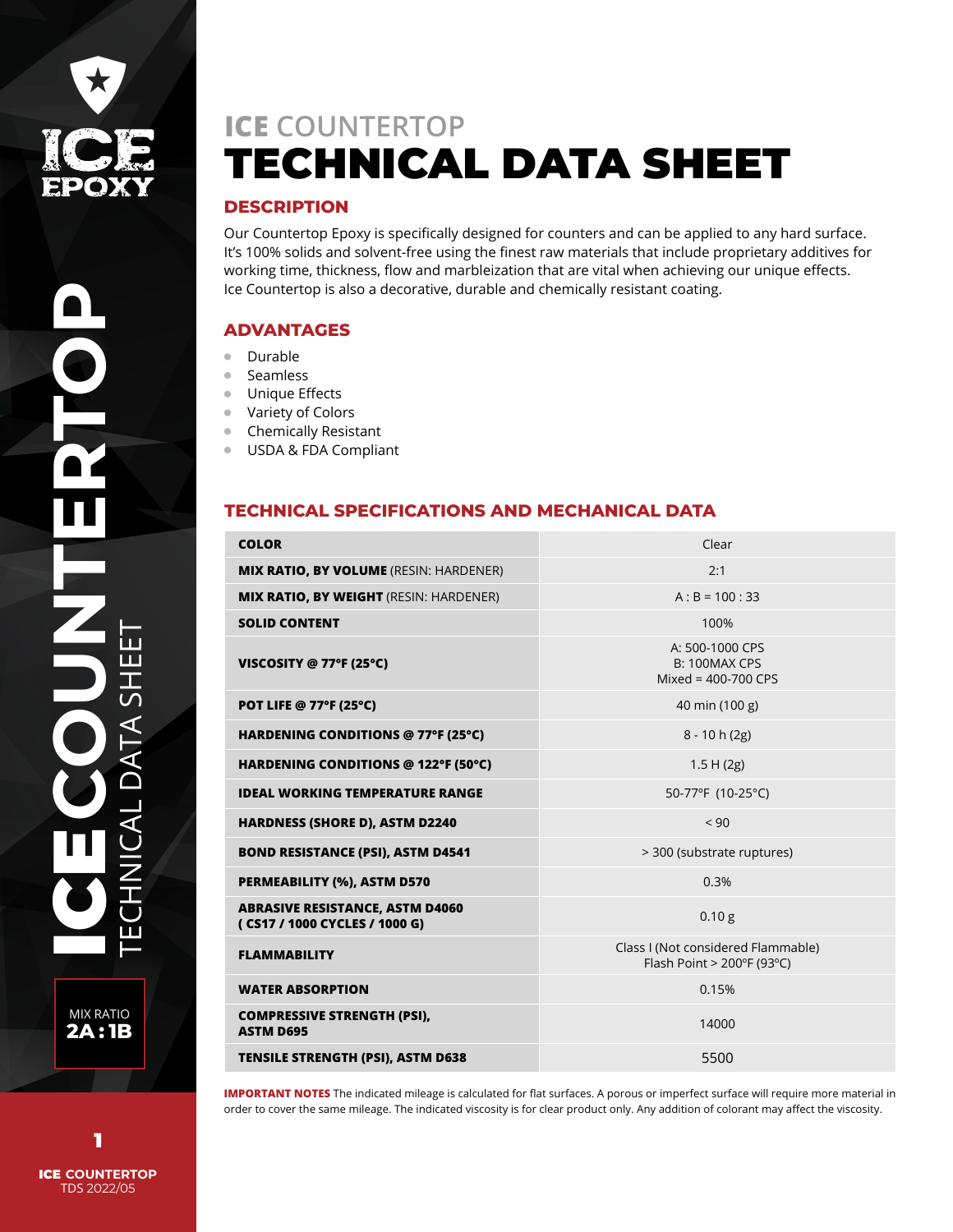# ICE COUNTERTOP
# TECHNICAL DATA SHEET

## DESCRIPTION

Our Countertop Epoxy is specifically designed for counters and can be applied to any hard surface. It's 100% solids and solvent-free using the finest raw materials that include proprietary additives for working time, thickness, flow and marbleization that are vital when achieving our unique effects. Ice Countertop is also a decorative, durable and chemically resistant coating.

## ADVANTAGES

- Durable
- Seamless
- Unique Effects
- Variety of Colors
- Chemically Resistant
- USDA & FDA Compliant

## TECHNICAL SPECIFICATIONS AND MECHANICAL DATA

| Property | Value |
|---|---|
| **COLOR** | Clear |
| **MIX RATIO, BY VOLUME** (RESIN: HARDENER) | 2:1 |
| **MIX RATIO, BY WEIGHT** (RESIN: HARDENER) | A : B = 100 : 33 |
| **SOLID CONTENT** | 100% |
| **VISCOSITY @ 77°F (25°C)** | A: 500-1000 CPS<br>B: 100MAX CPS<br>Mixed = 400-700 CPS |
| **POT LIFE @ 77°F (25°C)** | 40 min (100 g) |
| **HARDENING CONDITIONS @ 77°F (25°C)** | 8 - 10 h (2g) |
| **HARDENING CONDITIONS @ 122°F (50°C)** | 1.5 H (2g) |
| **IDEAL WORKING TEMPERATURE RANGE** | 50-77°F (10-25°C) |
| **HARDNESS (SHORE D), ASTM D2240** | < 90 |
| **BOND RESISTANCE (PSI), ASTM D4541** | > 300 (substrate ruptures) |
| **PERMEABILITY (%), ASTM D570** | 0.3% |
| **ABRASIVE RESISTANCE, ASTM D4060 ( CS17 / 1000 CYCLES / 1000 G)** | 0.10 g |
| **FLAMMABILITY** | Class I (Not considered Flammable)<br>Flash Point > 200°F (93°C) |
| **WATER ABSORPTION** | 0.15% |
| **COMPRESSIVE STRENGTH (PSI), ASTM D695** | 14000 |
| **TENSILE STRENGTH (PSI), ASTM D638** | 5500 |

**IMPORTANT NOTES** The indicated mileage is calculated for flat surfaces. A porous or imperfect surface will require more material in order to cover the same mileage. The indicated viscosity is for clear product only. Any addition of colorant may affect the viscosity.

MIX RATIO **2A : 1B**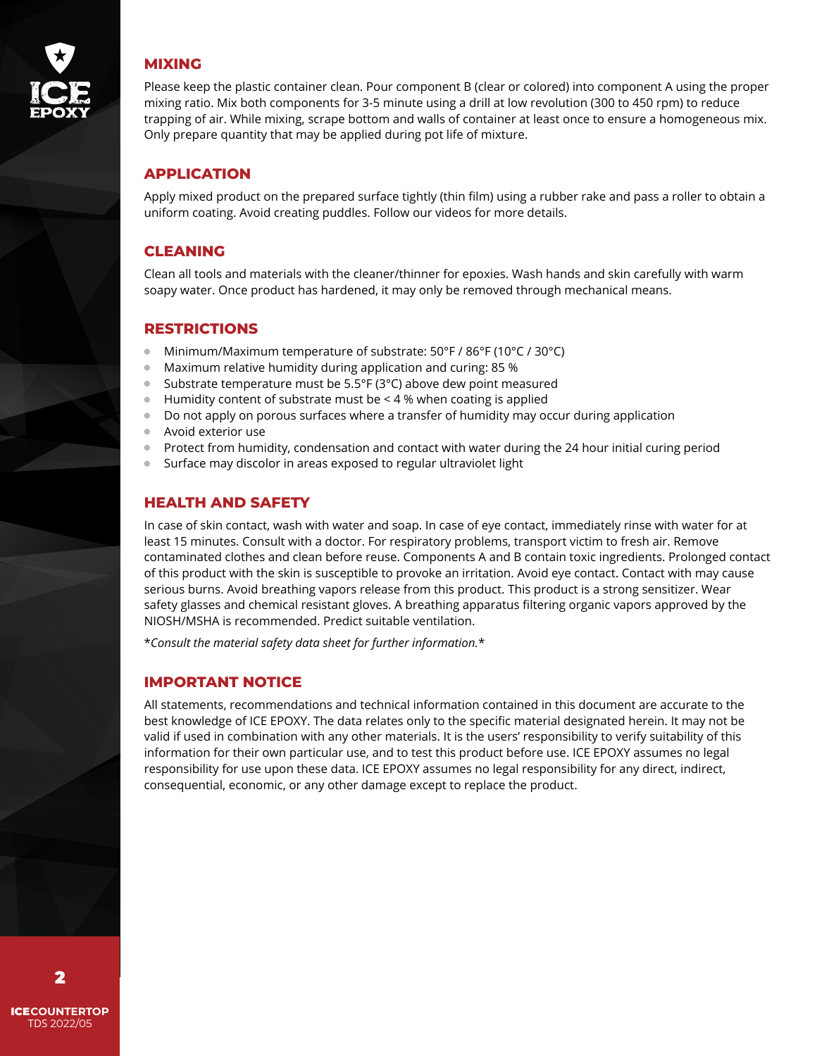## MIXING

Please keep the plastic container clean. Pour component B (clear or colored) into component A using the proper mixing ratio. Mix both components for 3-5 minute using a drill at low revolution (300 to 450 rpm) to reduce trapping of air. While mixing, scrape bottom and walls of container at least once to ensure a homogeneous mix. Only prepare quantity that may be applied during pot life of mixture.

## APPLICATION

Apply mixed product on the prepared surface tightly (thin film) using a rubber rake and pass a roller to obtain a uniform coating. Avoid creating puddles. Follow our videos for more details.

## CLEANING

Clean all tools and materials with the cleaner/thinner for epoxies. Wash hands and skin carefully with warm soapy water. Once product has hardened, it may only be removed through mechanical means.

## RESTRICTIONS

- Minimum/Maximum temperature of substrate: 50°F / 86°F (10°C / 30°C)
- Maximum relative humidity during application and curing: 85 %
- Substrate temperature must be 5.5°F (3°C) above dew point measured
- Humidity content of substrate must be < 4 % when coating is applied
- Do not apply on porous surfaces where a transfer of humidity may occur during application
- Avoid exterior use
- Protect from humidity, condensation and contact with water during the 24 hour initial curing period
- Surface may discolor in areas exposed to regular ultraviolet light

## HEALTH AND SAFETY

In case of skin contact, wash with water and soap. In case of eye contact, immediately rinse with water for at least 15 minutes. Consult with a doctor. For respiratory problems, transport victim to fresh air. Remove contaminated clothes and clean before reuse. Components A and B contain toxic ingredients. Prolonged contact of this product with the skin is susceptible to provoke an irritation. Avoid eye contact. Contact with may cause serious burns. Avoid breathing vapors release from this product. This product is a strong sensitizer. Wear safety glasses and chemical resistant gloves. A breathing apparatus filtering organic vapors approved by the NIOSH/MSHA is recommended. Predict suitable ventilation.

*\*Consult the material safety data sheet for further information.\**

## IMPORTANT NOTICE

All statements, recommendations and technical information contained in this document are accurate to the best knowledge of ICE EPOXY. The data relates only to the specific material designated herein. It may not be valid if used in combination with any other materials. It is the users' responsibility to verify suitability of this information for their own particular use, and to test this product before use. ICE EPOXY assumes no legal responsibility for use upon these data. ICE EPOXY assumes no legal responsibility for any direct, indirect, consequential, economic, or any other damage except to replace the product.